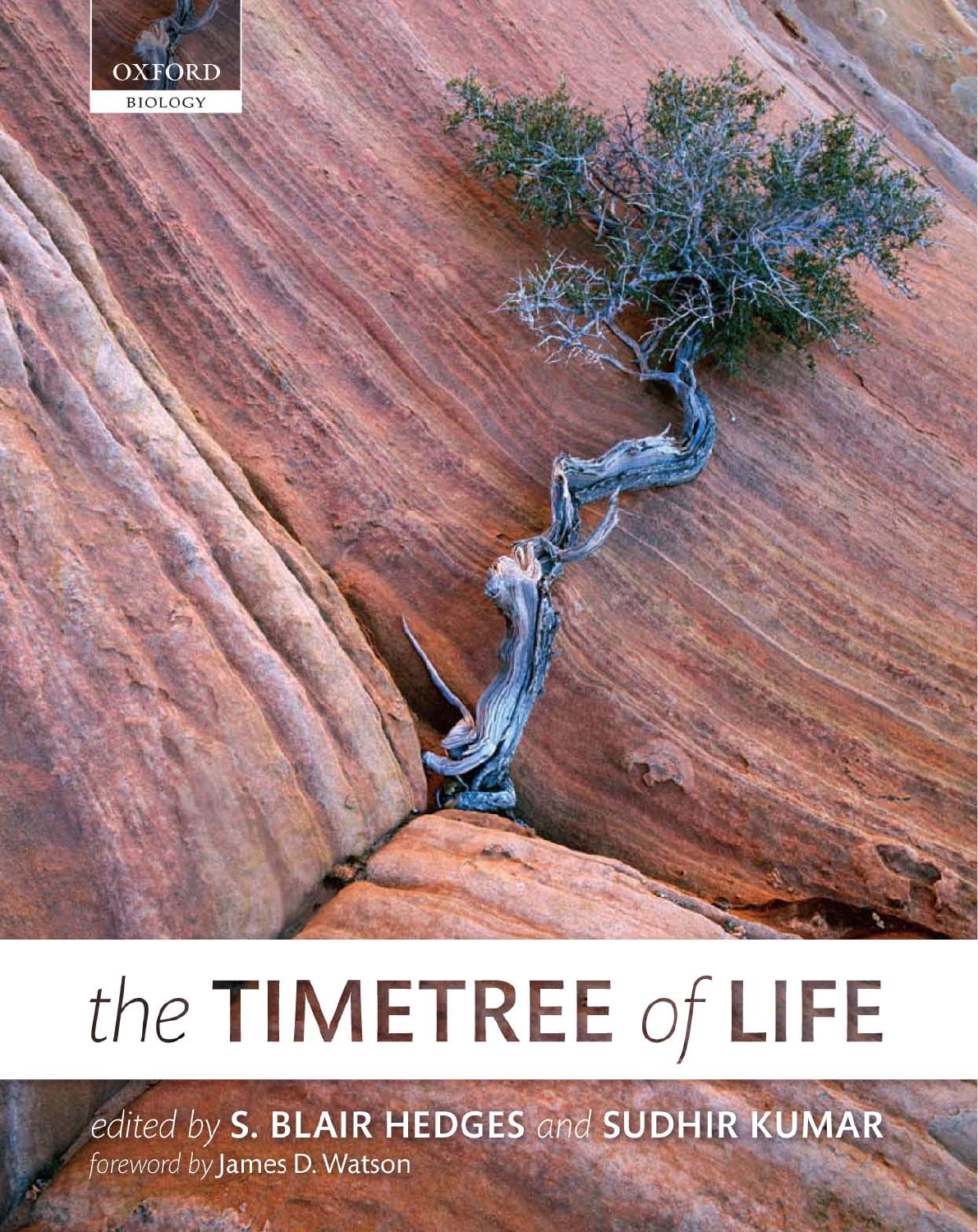OXFORD BIOLOGY

# the TIMETREE of LIFE

*edited by* **S. BLAIR HEDGES** *and* **SUDHIR KUMAR**

*foreword by* James D. Watson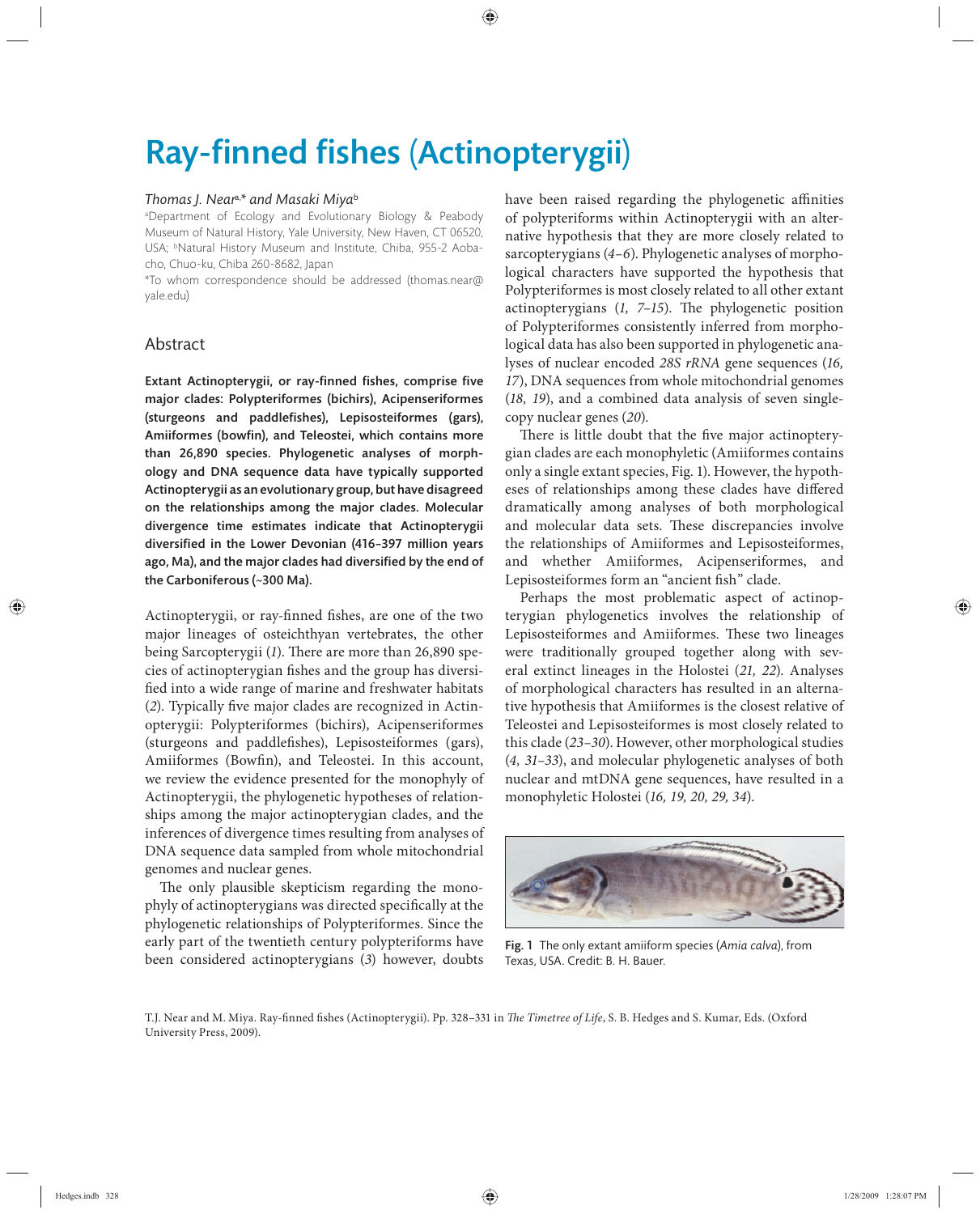# Ray-finned fishes (Actinopterygii)

*Thomas J. Near*[a,*] *and Masaki Miya*[b]

[a]Department of Ecology and Evolutionary Biology & Peabody Museum of Natural History, Yale University, New Haven, CT 06520, USA; [b]Natural History Museum and Institute, Chiba, 955-2 Aoba-cho, Chuo-ku, Chiba 260-8682, Japan

*To whom correspondence should be addressed (thomas.near@yale.edu)

## Abstract

**Extant Actinopterygii, or ray-finned fishes, comprise five major clades: Polypteriformes (bichirs), Acipenseriformes (sturgeons and paddlefishes), Lepisosteiformes (gars), Amiiformes (bowfin), and Teleostei, which contains more than 26,890 species. Phylogenetic analyses of morphology and DNA sequence data have typically supported Actinopterygii as an evolutionary group, but have disagreed on the relationships among the major clades. Molecular divergence time estimates indicate that Actinopterygii diversified in the Lower Devonian (416–397 million years ago, Ma), and the major clades had diversified by the end of the Carboniferous (~300 Ma).**

Actinopterygii, or ray-finned fishes, are one of the two major lineages of osteichthyan vertebrates, the other being Sarcopterygii (*1*). There are more than 26,890 species of actinopterygian fishes and the group has diversified into a wide range of marine and freshwater habitats (*2*). Typically five major clades are recognized in Actinopterygii: Polypteriformes (bichirs), Acipenseriformes (sturgeons and paddlefishes), Lepisosteiformes (gars), Amiiformes (Bowfin), and Teleostei. In this account, we review the evidence presented for the monophyly of Actinopterygii, the phylogenetic hypotheses of relationships among the major actinopterygian clades, and the inferences of divergence times resulting from analyses of DNA sequence data sampled from whole mitochondrial genomes and nuclear genes.

The only plausible skepticism regarding the monophyly of actinopterygians was directed specifically at the phylogenetic relationships of Polypteriformes. Since the early part of the twentieth century polypteriforms have been considered actinopterygians (*3*) however, doubts have been raised regarding the phylogenetic affinities of polypteriforms within Actinopterygii with an alternative hypothesis that they are more closely related to sarcopterygians (*4–6*). Phylogenetic analyses of morphological characters have supported the hypothesis that Polypteriformes is most closely related to all other extant actinopterygians (*1, 7–15*). The phylogenetic position of Polypteriformes consistently inferred from morphological data has also been supported in phylogenetic analyses of nuclear encoded *28S rRNA* gene sequences (*16, 17*), DNA sequences from whole mitochondrial genomes (*18, 19*), and a combined data analysis of seven single-copy nuclear genes (*20*).

There is little doubt that the five major actinopterygian clades are each monophyletic (Amiiformes contains only a single extant species, Fig. 1). However, the hypotheses of relationships among these clades have differed dramatically among analyses of both morphological and molecular data sets. These discrepancies involve the relationships of Amiiformes and Lepisosteiformes, and whether Amiiformes, Acipenseriformes, and Lepisosteiformes form an "ancient fish" clade.

Perhaps the most problematic aspect of actinopterygian phylogenetics involves the relationship of Lepisosteiformes and Amiiformes. These two lineages were traditionally grouped together along with several extinct lineages in the Holostei (*21, 22*). Analyses of morphological characters has resulted in an alternative hypothesis that Amiiformes is the closest relative of Teleostei and Lepisosteiformes is most closely related to this clade (*23–30*). However, other morphological studies (*4, 31–33*), and molecular phylogenetic analyses of both nuclear and mtDNA gene sequences, have resulted in a monophyletic Holostei (*16, 19, 20, 29, 34*).

**Fig. 1** The only extant amiiform species (*Amia calva*), from Texas, USA. Credit: B. H. Bauer.

T.J. Near and M. Miya. Ray-finned fishes (Actinopterygii). Pp. 328–331 in *The Timetree of Life*, S. B. Hedges and S. Kumar, Eds. (Oxford University Press, 2009).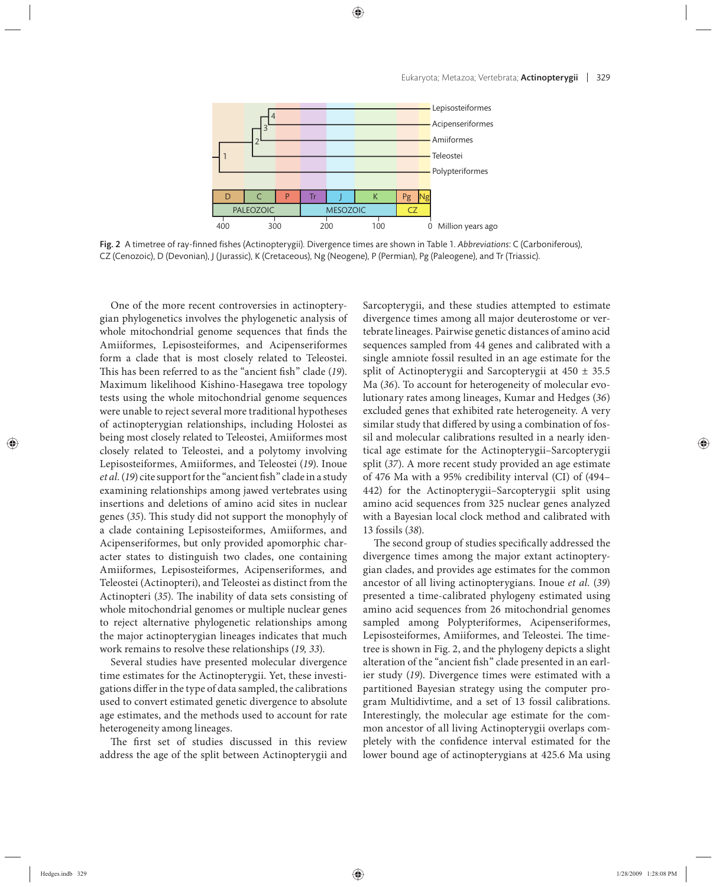Lepisosteiformes

Acipenseriformes

Amiiformes

Teleostei

Polypteriformes

4

3

2

1

D C P Tr J K Pg Ng

PALEOZOIC MESOZOIC CZ

400 300 200 100 0 Million years ago

**Fig. 2** A timetree of ray-finned fishes (Actinopterygii). Divergence times are shown in Table 1. *Abbreviations*: C (Carboniferous), CZ (Cenozoic), D (Devonian), J (Jurassic), K (Cretaceous), Ng (Neogene), P (Permian), Pg (Paleogene), and Tr (Triassic).

One of the more recent controversies in actinopterygian phylogenetics involves the phylogenetic analysis of whole mitochondrial genome sequences that finds the Amiiformes, Lepisosteiformes, and Acipenseriformes form a clade that is most closely related to Teleostei. This has been referred to as the "ancient fish" clade (*19*). Maximum likelihood Kishino-Hasegawa tree topology tests using the whole mitochondrial genome sequences were unable to reject several more traditional hypotheses of actinopterygian relationships, including Holostei as being most closely related to Teleostei, Amiiformes most closely related to Teleostei, and a polytomy involving Lepisosteiformes, Amiiformes, and Teleostei (*19*). Inoue *et al.* (*19*) cite support for the "ancient fish" clade in a study examining relationships among jawed vertebrates using insertions and deletions of amino acid sites in nuclear genes (*35*). This study did not support the monophyly of a clade containing Lepisosteiformes, Amiiformes, and Acipenseriformes, but only provided apomorphic character states to distinguish two clades, one containing Amiiformes, Lepisosteiformes, Acipenseriformes, and Teleostei (Actinopteri), and Teleostei as distinct from the Actinopteri (*35*). The inability of data sets consisting of whole mitochondrial genomes or multiple nuclear genes to reject alternative phylogenetic relationships among the major actinopterygian lineages indicates that much work remains to resolve these relationships (*19, 33*).

Several studies have presented molecular divergence time estimates for the Actinopterygii. Yet, these investigations differ in the type of data sampled, the calibrations used to convert estimated genetic divergence to absolute age estimates, and the methods used to account for rate heterogeneity among lineages.

The first set of studies discussed in this review address the age of the split between Actinopterygii and Sarcopterygii, and these studies attempted to estimate divergence times among all major deuterostome or vertebrate lineages. Pairwise genetic distances of amino acid sequences sampled from 44 genes and calibrated with a single amniote fossil resulted in an age estimate for the split of Actinopterygii and Sarcopterygii at 450 ± 35.5 Ma (*36*). To account for heterogeneity of molecular evolutionary rates among lineages, Kumar and Hedges (*36*) excluded genes that exhibited rate heterogeneity. A very similar study that differed by using a combination of fossil and molecular calibrations resulted in a nearly identical age estimate for the Actinopterygii–Sarcopterygii split (*37*). A more recent study provided an age estimate of 476 Ma with a 95% credibility interval (CI) of (494–442) for the Actinopterygii–Sarcopterygii split using amino acid sequences from 325 nuclear genes analyzed with a Bayesian local clock method and calibrated with 13 fossils (*38*).

The second group of studies specifically addressed the divergence times among the major extant actinopterygian clades, and provides age estimates for the common ancestor of all living actinopterygians. Inoue *et al.* (*39*) presented a time-calibrated phylogeny estimated using amino acid sequences from 26 mitochondrial genomes sampled among Polypteriformes, Acipenseriformes, Lepisosteiformes, Amiiformes, and Teleostei. The timetree is shown in Fig. 2, and the phylogeny depicts a slight alteration of the "ancient fish" clade presented in an earlier study (*19*). Divergence times were estimated with a partitioned Bayesian strategy using the computer program Multidivtime, and a set of 13 fossil calibrations. Interestingly, the molecular age estimate for the common ancestor of all living Actinopterygii overlaps completely with the confidence interval estimated for the lower bound age of actinopterygians at 425.6 Ma using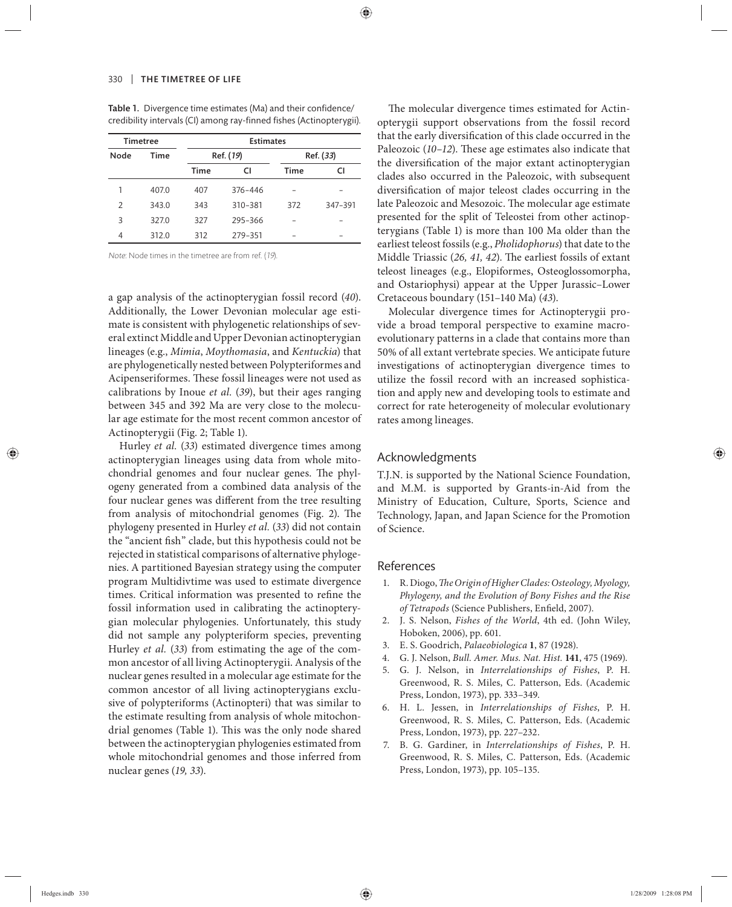**Table 1.** Divergence time estimates (Ma) and their confidence/credibility intervals (CI) among ray-finned fishes (Actinopterygii).

| Timetree | | Estimates | | | |
|---|---|---|---|---|---|
| | | Ref. (*19*) | | Ref. (*33*) | |
| Node | Time | Time | CI | Time | CI |
| 1 | 407.0 | 407 | 376–446 | – | – |
| 2 | 343.0 | 343 | 310–381 | 372 | 347–391 |
| 3 | 327.0 | 327 | 295–366 | – | – |
| 4 | 312.0 | 312 | 279–351 | – | – |

*Note*: Node times in the timetree are from ref. (*19*).

a gap analysis of the actinopterygian fossil record (*40*). Additionally, the Lower Devonian molecular age estimate is consistent with phylogenetic relationships of several extinct Middle and Upper Devonian actinopterygian lineages (e.g., *Mimia*, *Moythomasia*, and *Kentuckia*) that are phylogenetically nested between Polypteriformes and Acipenseriformes. These fossil lineages were not used as calibrations by Inoue *et al.* (*39*), but their ages ranging between 345 and 392 Ma are very close to the molecular age estimate for the most recent common ancestor of Actinopterygii (Fig. 2; Table 1).

Hurley *et al.* (*33*) estimated divergence times among actinopterygian lineages using data from whole mitochondrial genomes and four nuclear genes. The phylogeny generated from a combined data analysis of the four nuclear genes was different from the tree resulting from analysis of mitochondrial genomes (Fig. 2). The phylogeny presented in Hurley *et al.* (*33*) did not contain the "ancient fish" clade, but this hypothesis could not be rejected in statistical comparisons of alternative phylogenies. A partitioned Bayesian strategy using the computer program Multidivtime was used to estimate divergence times. Critical information was presented to refine the fossil information used in calibrating the actinopterygian molecular phylogenies. Unfortunately, this study did not sample any polypteriform species, preventing Hurley *et al.* (*33*) from estimating the age of the common ancestor of all living Actinopterygii. Analysis of the nuclear genes resulted in a molecular age estimate for the common ancestor of all living actinopterygians exclusive of polypteriforms (Actinopteri) that was similar to the estimate resulting from analysis of whole mitochondrial genomes (Table 1). This was the only node shared between the actinopterygian phylogenies estimated from whole mitochondrial genomes and those inferred from nuclear genes (*19, 33*).

The molecular divergence times estimated for Actinopterygii support observations from the fossil record that the early diversification of this clade occurred in the Paleozoic (*10–12*). These age estimates also indicate that the diversification of the major extant actinopterygian clades also occurred in the Paleozoic, with subsequent diversification of major teleost clades occurring in the late Paleozoic and Mesozoic. The molecular age estimate presented for the split of Teleostei from other actinopterygians (Table 1) is more than 100 Ma older than the earliest teleost fossils (e.g., *Pholidophorus*) that date to the Middle Triassic (*26, 41, 42*). The earliest fossils of extant teleost lineages (e.g., Elopiformes, Osteoglossomorpha, and Ostariophysi) appear at the Upper Jurassic–Lower Cretaceous boundary (151–140 Ma) (*43*).

Molecular divergence times for Actinopterygii provide a broad temporal perspective to examine macroevolutionary patterns in a clade that contains more than 50% of all extant vertebrate species. We anticipate future investigations of actinopterygian divergence times to utilize the fossil record with an increased sophistication and apply new and developing tools to estimate and correct for rate heterogeneity of molecular evolutionary rates among lineages.

## Acknowledgments

T.J.N. is supported by the National Science Foundation, and M.M. is supported by Grants-in-Aid from the Ministry of Education, Culture, Sports, Science and Technology, Japan, and Japan Science for the Promotion of Science.

## References

1. R. Diogo, *The Origin of Higher Clades: Osteology, Myology, Phylogeny, and the Evolution of Bony Fishes and the Rise of Tetrapods* (Science Publishers, Enfield, 2007).
2. J. S. Nelson, *Fishes of the World*, 4th ed. (John Wiley, Hoboken, 2006), pp. 601.
3. E. S. Goodrich, *Palaeobiologica* **1**, 87 (1928).
4. G. J. Nelson, *Bull. Amer. Mus. Nat. Hist.* **141**, 475 (1969).
5. G. J. Nelson, in *Interrelationships of Fishes*, P. H. Greenwood, R. S. Miles, C. Patterson, Eds. (Academic Press, London, 1973), pp. 333–349.
6. H. L. Jessen, in *Interrelationships of Fishes*, P. H. Greenwood, R. S. Miles, C. Patterson, Eds. (Academic Press, London, 1973), pp. 227–232.
7. B. G. Gardiner, in *Interrelationships of Fishes*, P. H. Greenwood, R. S. Miles, C. Patterson, Eds. (Academic Press, London, 1973), pp. 105–135.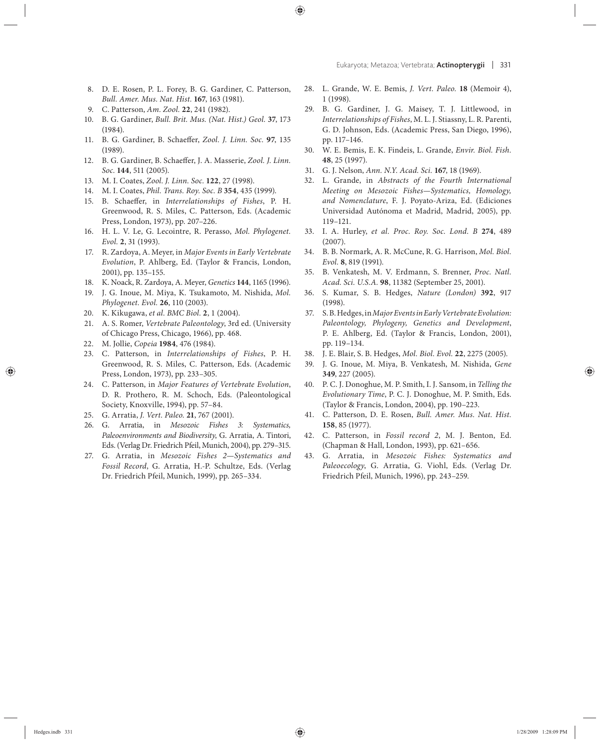8. D. E. Rosen, P. L. Forey, B. G. Gardiner, C. Patterson, *Bull. Amer. Mus. Nat. Hist.* **167**, 163 (1981).
9. C. Patterson, *Am. Zool.* **22**, 241 (1982).
10. B. G. Gardiner, *Bull. Brit. Mus. (Nat. Hist.) Geol.* **37**, 173 (1984).
11. B. G. Gardiner, B. Schaeffer, *Zool. J. Linn. Soc.* **97**, 135 (1989).
12. B. G. Gardiner, B. Schaeffer, J. A. Masserie, *Zool. J. Linn. Soc.* **144**, 511 (2005).
13. M. I. Coates, *Zool. J. Linn. Soc.* **122**, 27 (1998).
14. M. I. Coates, *Phil. Trans. Roy. Soc. B* **354**, 435 (1999).
15. B. Schaeffer, in *Interrelationships of Fishes*, P. H. Greenwood, R. S. Miles, C. Patterson, Eds. (Academic Press, London, 1973), pp. 207–226.
16. H. L. V. Le, G. Lecointre, R. Perasso, *Mol. Phylogenet. Evol.* **2**, 31 (1993).
17. R. Zardoya, A. Meyer, in *Major Events in Early Vertebrate Evolution*, P. Ahlberg, Ed. (Taylor & Francis, London, 2001), pp. 135–155.
18. K. Noack, R. Zardoya, A. Meyer, *Genetics* **144**, 1165 (1996).
19. J. G. Inoue, M. Miya, K. Tsukamoto, M. Nishida, *Mol. Phylogenet. Evol.* **26**, 110 (2003).
20. K. Kikugawa, *et al. BMC Biol.* **2**, 1 (2004).
21. A. S. Romer, *Vertebrate Paleontology*, 3rd ed. (University of Chicago Press, Chicago, 1966), pp. 468.
22. M. Jollie, *Copeia* **1984**, 476 (1984).
23. C. Patterson, in *Interrelationships of Fishes*, P. H. Greenwood, R. S. Miles, C. Patterson, Eds. (Academic Press, London, 1973), pp. 233–305.
24. C. Patterson, in *Major Features of Vertebrate Evolution*, D. R. Prothero, R. M. Schoch, Eds. (Paleontological Society, Knoxville, 1994), pp. 57–84.
25. G. Arratia, *J. Vert. Paleo.* **21**, 767 (2001).
26. G. Arratia, in *Mesozoic Fishes 3: Systematics, Paleoenvironments and Biodiversity*, G. Arratia, A. Tintori, Eds. (Verlag Dr. Friedrich Pfeil, Munich, 2004), pp. 279–315.
27. G. Arratia, in *Mesozoic Fishes 2—Systematics and Fossil Record*, G. Arratia, H.-P. Schultze, Eds. (Verlag Dr. Friedrich Pfeil, Munich, 1999), pp. 265–334.
28. L. Grande, W. E. Bemis, *J. Vert. Paleo.* **18** (Memoir 4), 1 (1998).
29. B. G. Gardiner, J. G. Maisey, T. J. Littlewood, in *Interrelationships of Fishes*, M. L. J. Stiassny, L. R. Parenti, G. D. Johnson, Eds. (Academic Press, San Diego, 1996), pp. 117–146.
30. W. E. Bemis, E. K. Findeis, L. Grande, *Envir. Biol. Fish.* **48**, 25 (1997).
31. G. J. Nelson, *Ann. N.Y. Acad. Sci.* **167**, 18 (1969).
32. L. Grande, in *Abstracts of the Fourth International Meeting on Mesozoic Fishes—Systematics, Homology, and Nomenclature*, F. J. Poyato-Ariza, Ed. (Ediciones Universidad Autónoma et Madrid, Madrid, 2005), pp. 119–121.
33. I. A. Hurley, *et al. Proc. Roy. Soc. Lond. B* **274**, 489 (2007).
34. B. B. Normark, A. R. McCune, R. G. Harrison, *Mol. Biol. Evol.* **8**, 819 (1991).
35. B. Venkatesh, M. V. Erdmann, S. Brenner, *Proc. Natl. Acad. Sci. U.S.A.* **98**, 11382 (September 25, 2001).
36. S. Kumar, S. B. Hedges, *Nature (London)* **392**, 917 (1998).
37. S. B. Hedges, in *Major Events in Early Vertebrate Evolution: Paleontology, Phylogeny, Genetics and Development*, P. E. Ahlberg, Ed. (Taylor & Francis, London, 2001), pp. 119–134.
38. J. E. Blair, S. B. Hedges, *Mol. Biol. Evol.* **22**, 2275 (2005).
39. J. G. Inoue, M. Miya, B. Venkatesh, M. Nishida, *Gene* **349**, 227 (2005).
40. P. C. J. Donoghue, M. P. Smith, I. J. Sansom, in *Telling the Evolutionary Time*, P. C. J. Donoghue, M. P. Smith, Eds. (Taylor & Francis, London, 2004), pp. 190–223.
41. C. Patterson, D. E. Rosen, *Bull. Amer. Mus. Nat. Hist.* **158**, 85 (1977).
42. C. Patterson, in *Fossil record 2*, M. J. Benton, Ed. (Chapman & Hall, London, 1993), pp. 621–656.
43. G. Arratia, in *Mesozoic Fishes: Systematics and Paleoecology*, G. Arratia, G. Viohl, Eds. (Verlag Dr. Friedrich Pfeil, Munich, 1996), pp. 243–259.